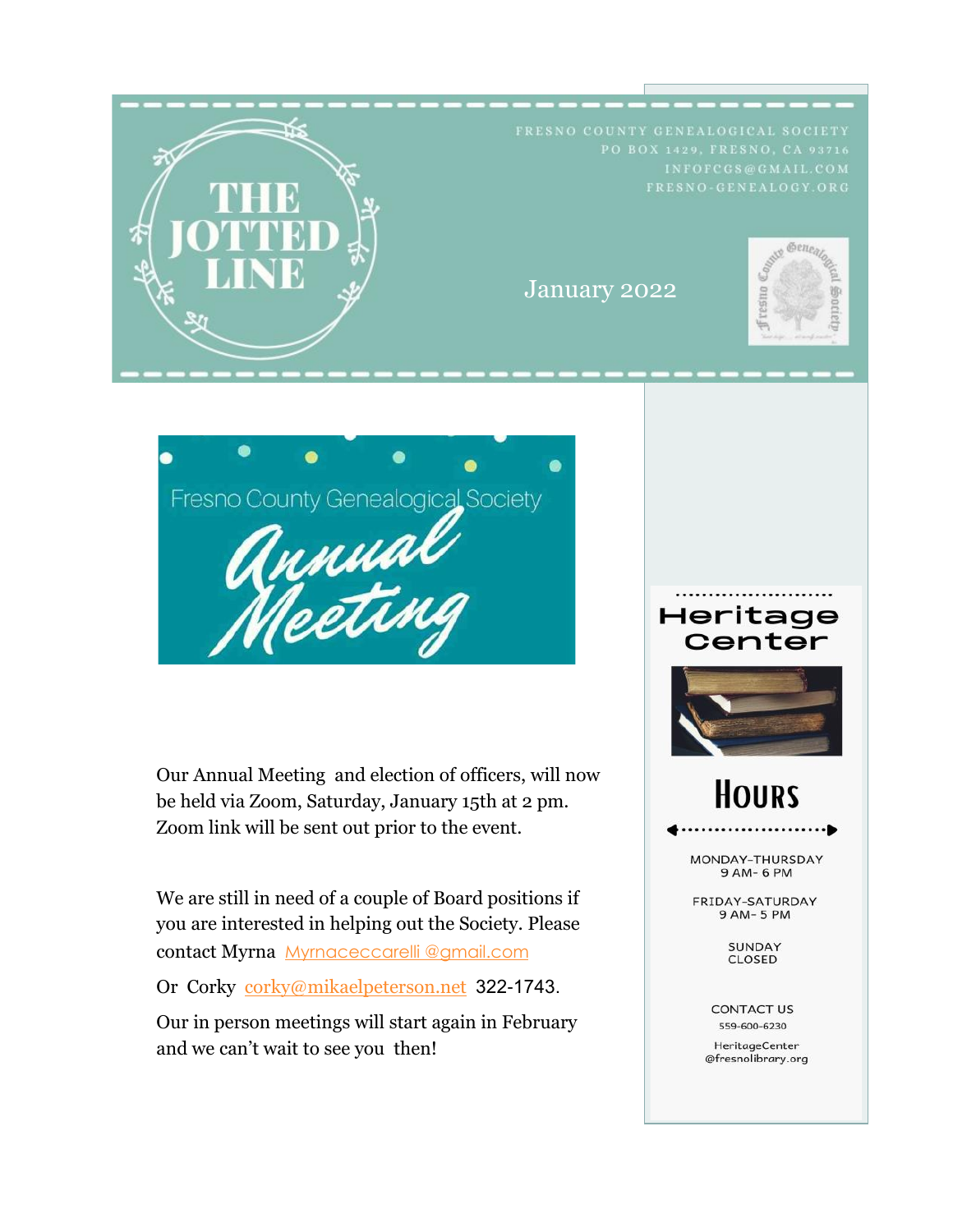# THE JOTTED LINE

FRESNO COUNTY GENEALOGICAL SOCIETY
PO BOX 1429, FRESNO, CA 93716
INFOFCGS@GMAIL.COM
FRESNO-GENEALOGY.ORG

January 2022

## Fresno County Genealogical Society Annual Meeting

Our Annual Meeting and election of officers, will now be held via Zoom, Saturday, January 15th at 2 pm. Zoom link will be sent out prior to the event.

We are still in need of a couple of Board positions if you are interested in helping out the Society. Please contact Myrna Myrnaceccarelli @gmail.com

Or Corky corky@mikaelpeterson.net 322-1743.

Our in person meetings will start again in February and we can't wait to see you then!

## Heritage Center

### Hours

MONDAY-THURSDAY
9 AM- 6 PM

FRIDAY-SATURDAY
9 AM- 5 PM

SUNDAY
CLOSED

CONTACT US
559-600-6230

HeritageCenter
@fresnolibrary.org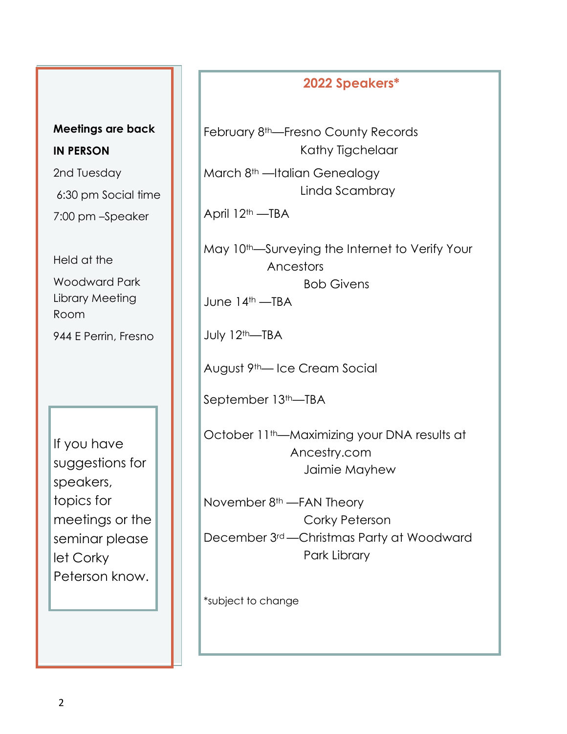**Meetings are back**

**IN PERSON**

2nd Tuesday

6:30 pm Social time

7:00 pm –Speaker

Held at the

Woodward Park Library Meeting Room

944 E Perrin, Fresno

If you have suggestions for speakers, topics for meetings or the seminar please let Corky Peterson know.

## 2022 Speakers*

February 8th—Fresno County Records
Kathy Tigchelaar

March 8th —Italian Genealogy
Linda Scambray

April 12th —TBA

May 10th—Surveying the Internet to Verify Your Ancestors
Bob Givens

June 14th —TBA

July 12th—TBA

August 9th— Ice Cream Social

September 13th—TBA

October 11th—Maximizing your DNA results at Ancestry.com
Jaimie Mayhew

November 8th —FAN Theory
Corky Peterson

December 3rd —Christmas Party at Woodward Park Library

*subject to change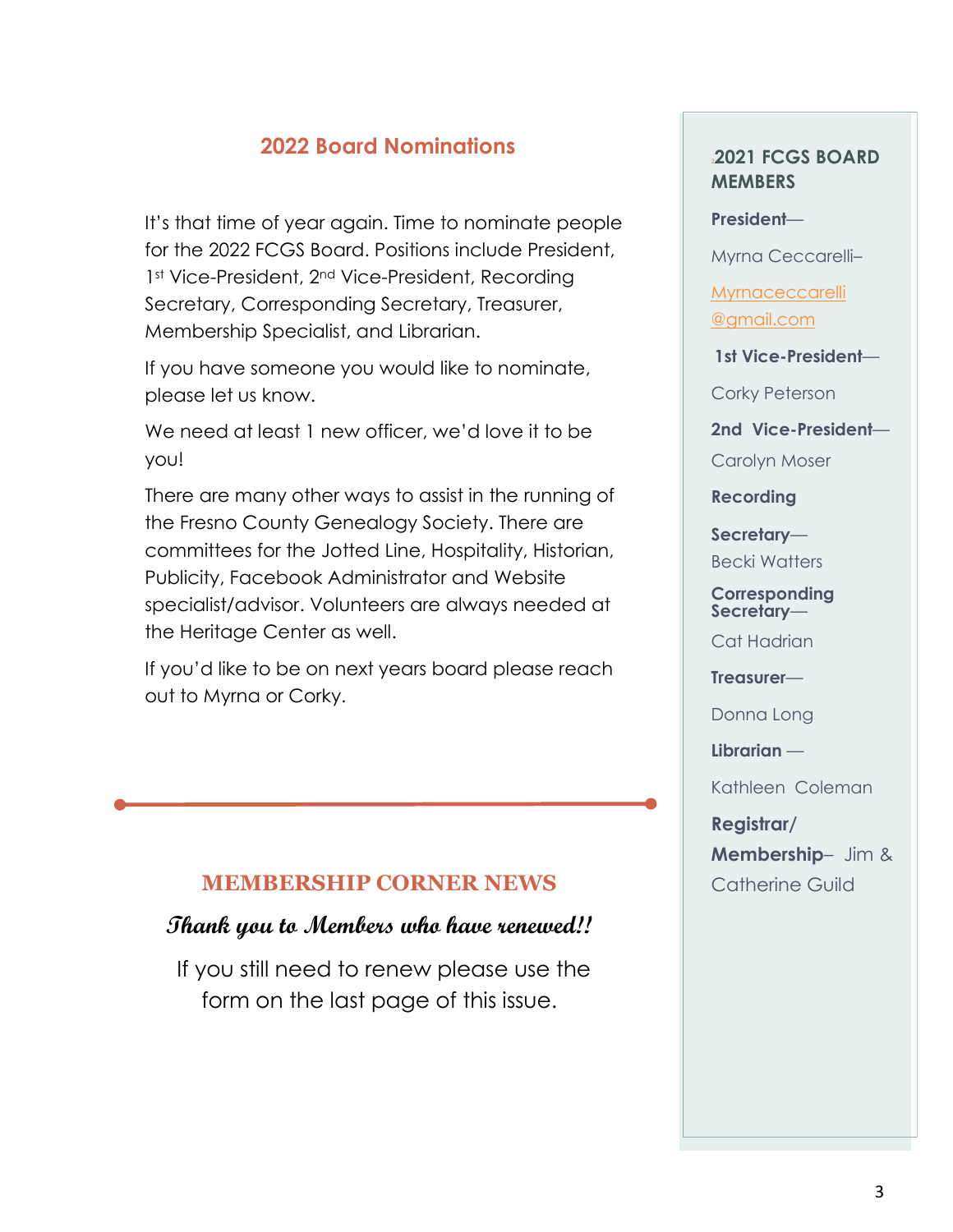## 2022 Board Nominations

It's that time of year again. Time to nominate people for the 2022 FCGS Board. Positions include President, 1st Vice-President, 2nd Vice-President, Recording Secretary, Corresponding Secretary, Treasurer, Membership Specialist, and Librarian.

If you have someone you would like to nominate, please let us know.

We need at least 1 new officer, we'd love it to be you!

There are many other ways to assist in the running of the Fresno County Genealogy Society. There are committees for the Jotted Line, Hospitality, Historian, Publicity, Facebook Administrator and Website specialist/advisor. Volunteers are always needed at the Heritage Center as well.

If you'd like to be on next years board please reach out to Myrna or Corky.

---

## MEMBERSHIP CORNER NEWS

***Thank you to Members who have renewed!!***

If you still need to renew please use the form on the last page of this issue.

---

### 2021 FCGS BOARD MEMBERS

**President**—

Myrna Ceccarelli–

Myrnaceccarelli@gmail.com

**1st Vice-President**—

Corky Peterson

**2nd Vice-President**—

Carolyn Moser

**Recording Secretary**—

Becki Watters

**Corresponding Secretary**—

Cat Hadrian

**Treasurer**—

Donna Long

**Librarian** —

Kathleen Coleman

**Registrar/ Membership**– Jim & Catherine Guild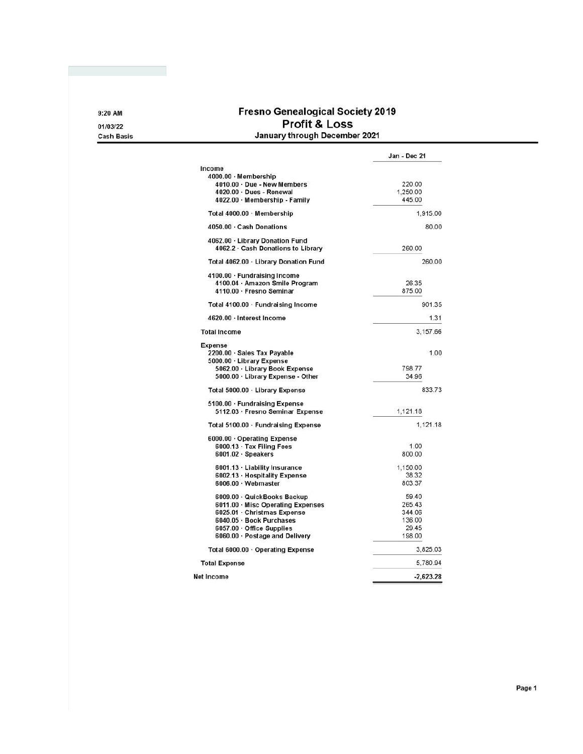9:20 AM
01/03/22
Cash Basis

# Fresno Genealogical Society 2019
## Profit & Loss
### January through December 2021

| | | Jan - Dec 21 |
|---|---|---|
| **Income** | | |
| 4000.00 · Membership | | |
| 4010.00 · Due - New Members | 220.00 | |
| 4020.00 · Dues - Renewal | 1,250.00 | |
| 4022.00 · Membership - Family | 445.00 | |
| Total 4000.00 · Membership | | 1,915.00 |
| 4050.00 · Cash Donations | | 80.00 |
| 4062.00 · Library Donation Fund | | |
| 4062.2 · Cash Donations to Library | 260.00 | |
| Total 4062.00 · Library Donation Fund | | 260.00 |
| 4100.00 · Fundraising Income | | |
| 4100.04 · Amazon Smile Program | 26.35 | |
| 4110.00 · Fresno Seminar | 875.00 | |
| Total 4100.00 · Fundraising Income | | 901.35 |
| 4620.00 · Interest Income | | 1.31 |
| **Total Income** | | 3,157.66 |
| **Expense** | | |
| 2200.00 · Sales Tax Payable | | 1.00 |
| 5000.00 · Library Expense | | |
| 5062.00 · Library Book Expense | 798.77 | |
| 5000.00 · Library Expense - Other | 34.96 | |
| Total 5000.00 · Library Expense | | 833.73 |
| 5100.00 · Fundraising Expense | | |
| 5112.03 · Fresno Seminar Expense | 1,121.18 | |
| Total 5100.00 · Fundraising Expense | | 1,121.18 |
| 6000.00 · Operating Expense | | |
| 6000.13 · Tax Filing Fees | 1.00 | |
| 6001.02 · Speakers | 800.00 | |
| 6001.13 · Liability Insurance | 1,150.00 | |
| 6002.13 · Hospitality Expense | 38.32 | |
| 6006.00 · Webmaster | 803.37 | |
| 6009.00 · QuickBooks Backup | 59.40 | |
| 6011.00 · Misc Operating Expenses | 265.43 | |
| 6025.01 · Christmas Expense | 344.06 | |
| 6040.05 · Book Purchases | 136.00 | |
| 6057.00 · Office Supplies | 29.45 | |
| 6060.00 · Postage and Delivery | 198.00 | |
| Total 6000.00 · Operating Expense | | 3,825.03 |
| **Total Expense** | | 5,780.94 |
| **Net Income** | | -2,623.28 |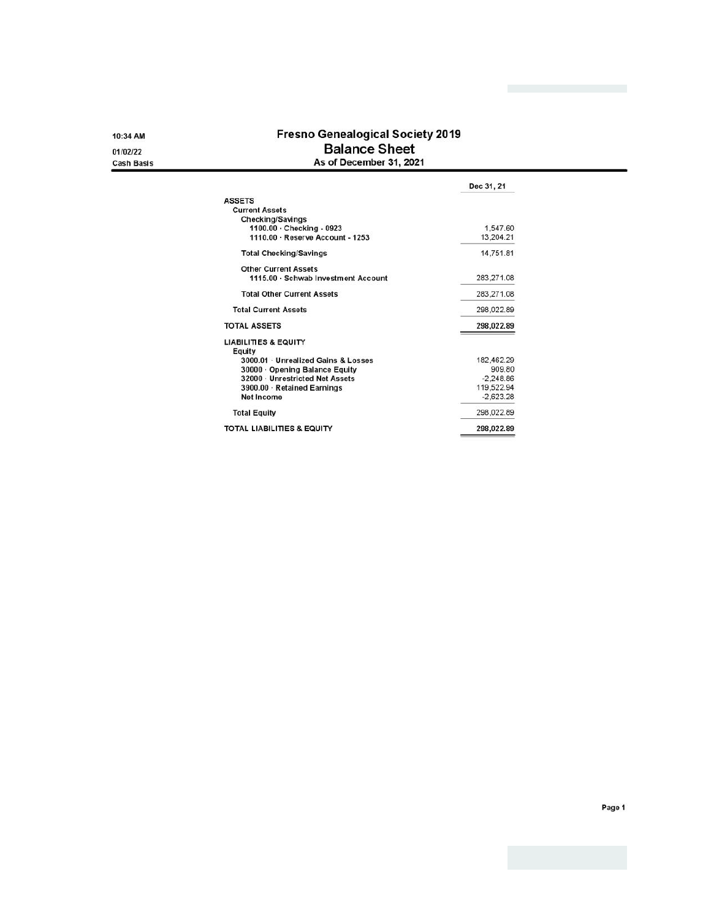10:34 AM
01/02/22
Cash Basis

# Fresno Genealogical Society 2019
## Balance Sheet
### As of December 31, 2021

| | Dec 31, 21 |
|---|---|
| **ASSETS** | |
| Current Assets | |
| Checking/Savings | |
| 1100.00 · Checking - 0923 | 1,547.60 |
| 1110.00 · Reserve Account - 1253 | 13,204.21 |
| **Total Checking/Savings** | 14,751.81 |
| Other Current Assets | |
| 1115.00 · Schwab Investment Account | 283,271.08 |
| **Total Other Current Assets** | 283,271.08 |
| **Total Current Assets** | 298,022.89 |
| **TOTAL ASSETS** | **298,022.89** |
| **LIABILITIES & EQUITY** | |
| Equity | |
| 3000.01 · Unrealized Gains & Losses | 182,462.29 |
| 30000 · Opening Balance Equity | 909.80 |
| 32000 · Unrestricted Net Assets | -2,248.86 |
| 3900.00 · Retained Earnings | 119,522.94 |
| Net Income | -2,623.28 |
| **Total Equity** | 298,022.89 |
| **TOTAL LIABILITIES & EQUITY** | **298,022.89** |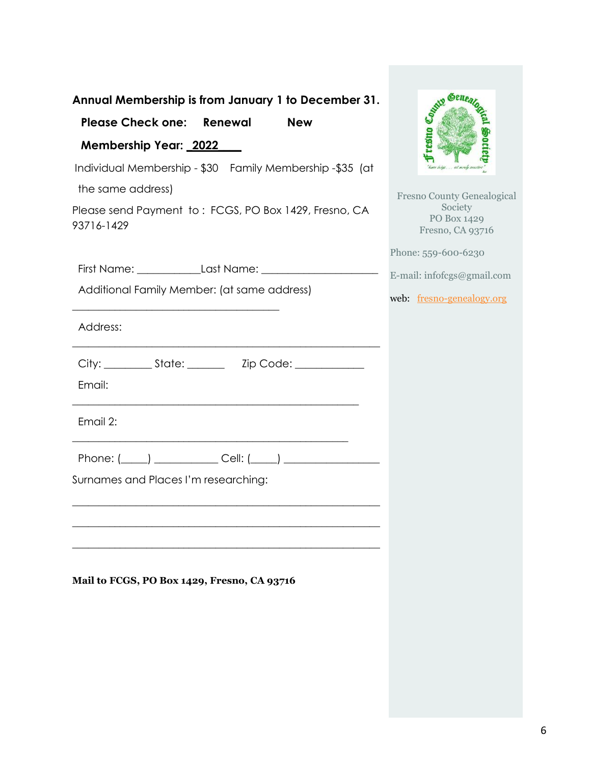**Annual Membership is from January 1 to December 31.**

**Please Check one: Renewal New**

**Membership Year: 2022**

Individual Membership - $30 Family Membership -$35 (at the same address)

Please send Payment to : FCGS, PO Box 1429, Fresno, CA 93716-1429

First Name: ___________Last Name: ____________________

Additional Family Member: (at same address)

___________________________________

Address:

_____________________________________________________

City: ________ State: _______ Zip Code: ____________

Email:

_________________________________________________

Email 2:

_______________________________________________

Phone: (_____) ___________ Cell: (_____) ________________

Surnames and Places I'm researching:

_____________________________________________________

_____________________________________________________

_____________________________________________________

**Mail to FCGS, PO Box 1429, Fresno, CA 93716**

Fresno County Genealogical Society
PO Box 1429
Fresno, CA 93716

Phone: 559-600-6230

E-mail: infofcgs@gmail.com

web: fresno-genealogy.org